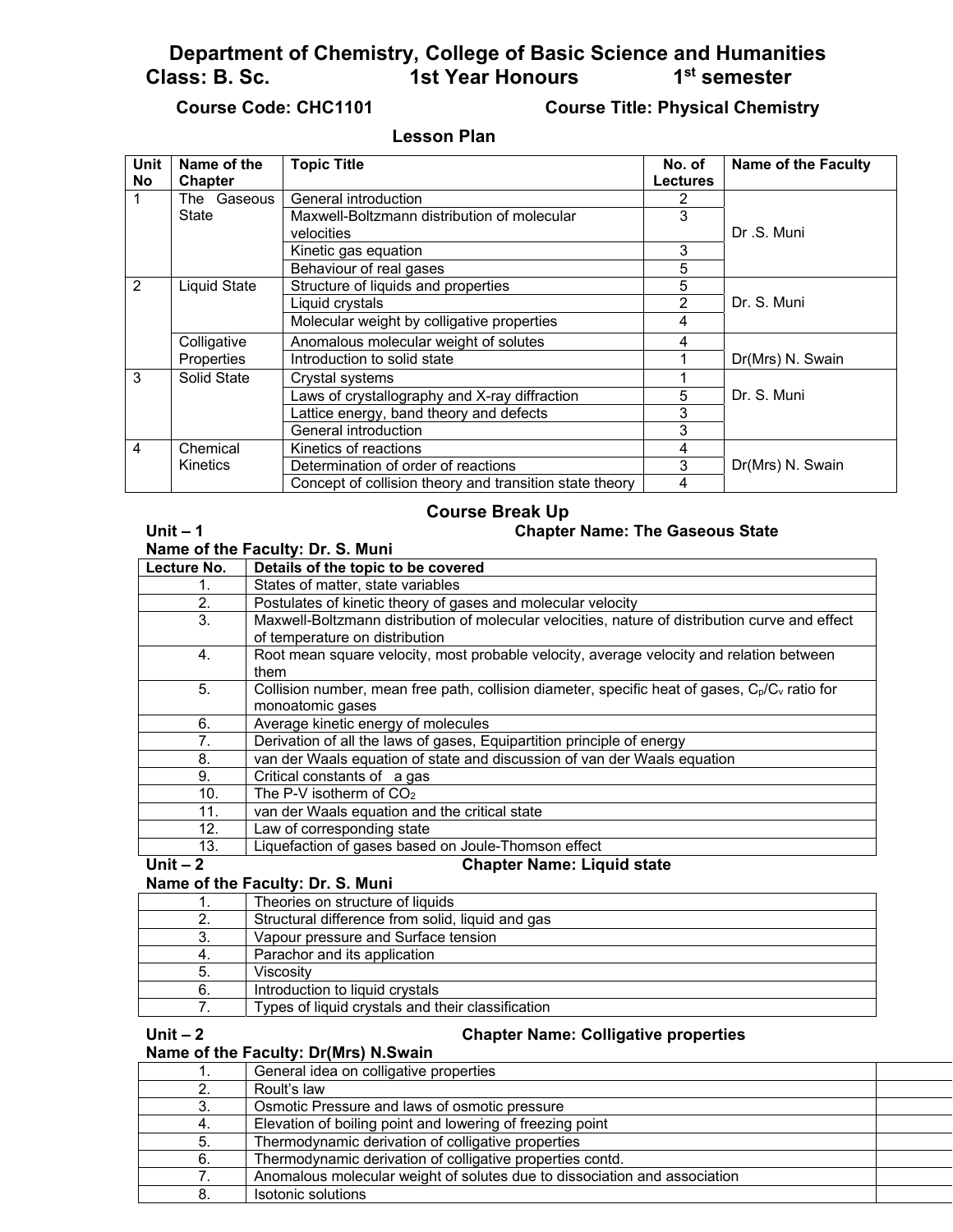# Department of Chemistry, College of Basic Science and Humanities

**Class: B. Sc. 1st Year Honours 1st semester**

**Course Code: CHC1101 Course Title: Physical Chemistry**

## Lesson Plan

| Unit No | Name of the Chapter | Topic Title | No. of Lectures | Name of the Faculty |
|---|---|---|---|---|
| 1 | The Gaseous State | General introduction | 2 | Dr .S. Muni |
| | | Maxwell-Boltzmann distribution of molecular velocities | 3 | |
| | | Kinetic gas equation | 3 | |
| | | Behaviour of real gases | 5 | |
| 2 | Liquid State | Structure of liquids and properties | 5 | Dr. S. Muni |
| | | Liquid crystals | 2 | |
| | | Molecular weight by colligative properties | 4 | |
| | Colligative Properties | Anomalous molecular weight of solutes | 4 | Dr(Mrs) N. Swain |
| | | Introduction to solid state | 1 | |
| 3 | Solid State | Crystal systems | 1 | Dr. S. Muni |
| | | Laws of crystallography and X-ray diffraction | 5 | |
| | | Lattice energy, band theory and defects | 3 | |
| | | General introduction | 3 | |
| 4 | Chemical Kinetics | Kinetics of reactions | 4 | Dr(Mrs) N. Swain |
| | | Determination of order of reactions | 3 | |
| | | Concept of collision theory and transition state theory | 4 | |

## Course Break Up

**Unit – 1 Chapter Name: The Gaseous State**

**Name of the Faculty: Dr. S. Muni**

| Lecture No. | Details of the topic to be covered |
|---|---|
| 1. | States of matter, state variables |
| 2. | Postulates of kinetic theory of gases and molecular velocity |
| 3. | Maxwell-Boltzmann distribution of molecular velocities, nature of distribution curve and effect of temperature on distribution |
| 4. | Root mean square velocity, most probable velocity, average velocity and relation between them |
| 5. | Collision number, mean free path, collision diameter, specific heat of gases, $C_p/C_v$ ratio for monoatomic gases |
| 6. | Average kinetic energy of molecules |
| 7. | Derivation of all the laws of gases, Equipartition principle of energy |
| 8. | van der Waals equation of state and discussion of van der Waals equation |
| 9. | Critical constants of a gas |
| 10. | The P-V isotherm of $CO_2$ |
| 11. | van der Waals equation and the critical state |
| 12. | Law of corresponding state |
| 13. | Liquefaction of gases based on Joule-Thomson effect |

**Unit – 2 Chapter Name: Liquid state**

**Name of the Faculty: Dr. S. Muni**

| Lecture No. | Details of the topic to be covered |
|---|---|
| 1. | Theories on structure of liquids |
| 2. | Structural difference from solid, liquid and gas |
| 3. | Vapour pressure and Surface tension |
| 4. | Parachor and its application |
| 5. | Viscosity |
| 6. | Introduction to liquid crystals |
| 7. | Types of liquid crystals and their classification |

**Unit – 2 Chapter Name: Colligative properties**

**Name of the Faculty: Dr(Mrs) N.Swain**

| Lecture No. | Details of the topic to be covered | |
|---|---|---|
| 1. | General idea on colligative properties | |
| 2. | Roult's law | |
| 3. | Osmotic Pressure and laws of osmotic pressure | |
| 4. | Elevation of boiling point and lowering of freezing point | |
| 5. | Thermodynamic derivation of colligative properties | |
| 6. | Thermodynamic derivation of colligative properties contd. | |
| 7. | Anomalous molecular weight of solutes due to dissociation and association | |
| 8. | Isotonic solutions | |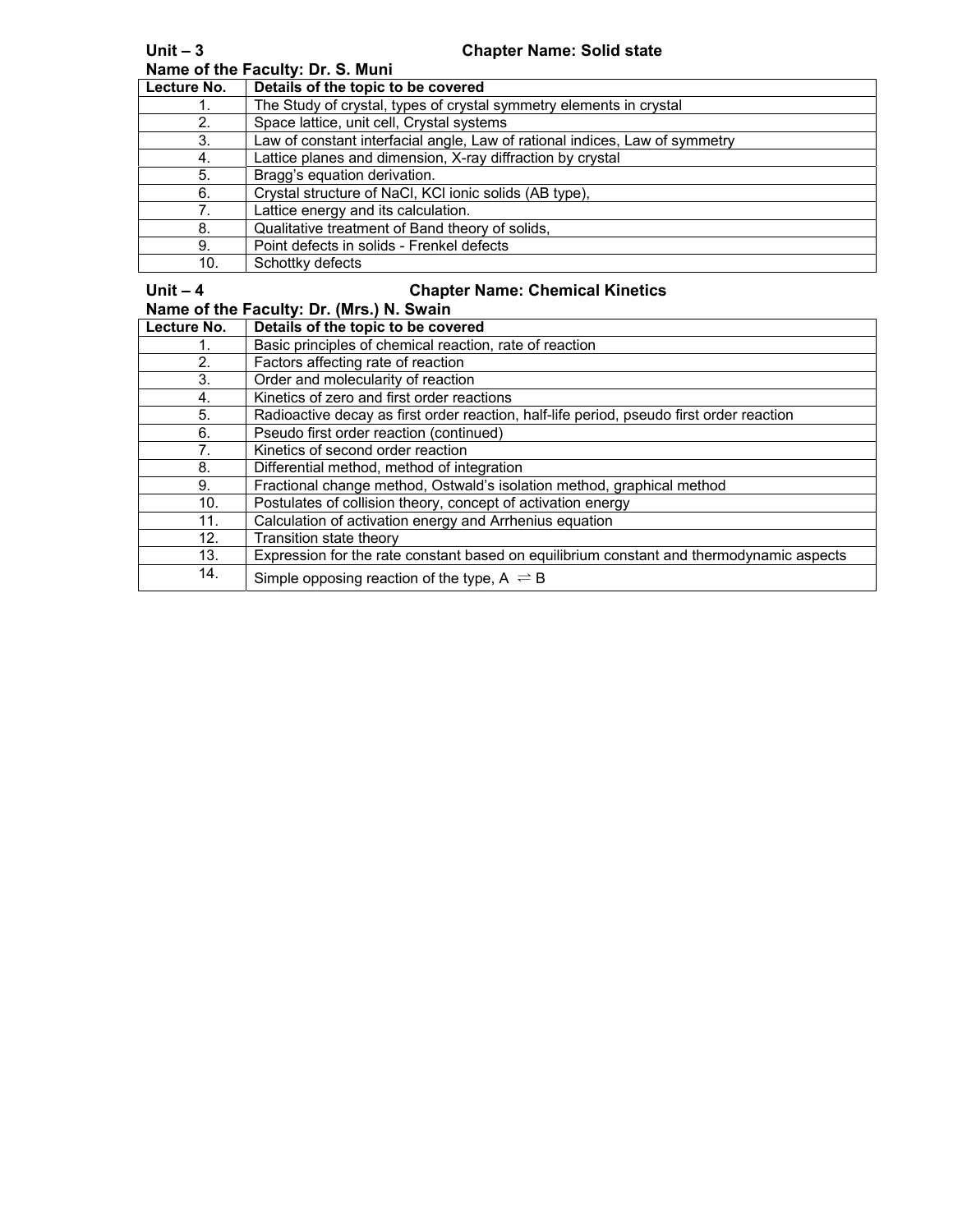**Unit – 3** **Chapter Name: Solid state**

**Name of the Faculty: Dr. S. Muni**

| Lecture No. | Details of the topic to be covered |
|---|---|
| 1. | The Study of crystal, types of crystal symmetry elements in crystal |
| 2. | Space lattice, unit cell, Crystal systems |
| 3. | Law of constant interfacial angle, Law of rational indices, Law of symmetry |
| 4. | Lattice planes and dimension, X-ray diffraction by crystal |
| 5. | Bragg's equation derivation. |
| 6. | Crystal structure of NaCl, KCl ionic solids (AB type), |
| 7. | Lattice energy and its calculation. |
| 8. | Qualitative treatment of Band theory of solids, |
| 9. | Point defects in solids - Frenkel defects |
| 10. | Schottky defects |

**Unit – 4** **Chapter Name: Chemical Kinetics**

**Name of the Faculty: Dr. (Mrs.) N. Swain**

| Lecture No. | Details of the topic to be covered |
|---|---|
| 1. | Basic principles of chemical reaction, rate of reaction |
| 2. | Factors affecting rate of reaction |
| 3. | Order and molecularity of reaction |
| 4. | Kinetics of zero and first order reactions |
| 5. | Radioactive decay as first order reaction, half-life period, pseudo first order reaction |
| 6. | Pseudo first order reaction (continued) |
| 7. | Kinetics of second order reaction |
| 8. | Differential method, method of integration |
| 9. | Fractional change method, Ostwald's isolation method, graphical method |
| 10. | Postulates of collision theory, concept of activation energy |
| 11. | Calculation of activation energy and Arrhenius equation |
| 12. | Transition state theory |
| 13. | Expression for the rate constant based on equilibrium constant and thermodynamic aspects |
| 14. | Simple opposing reaction of the type, $A \rightleftharpoons B$ |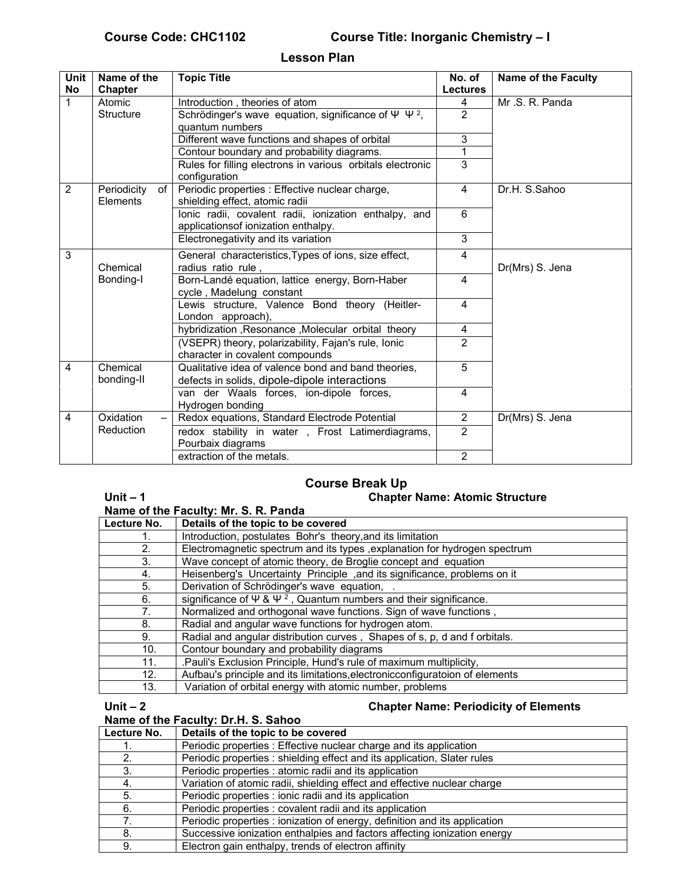**Course Code: CHC1102** **Course Title: Inorganic Chemistry – I**

## Lesson Plan

| Unit No | Name of the Chapter | Topic Title | No. of Lectures | Name of the Faculty |
|---|---|---|---|---|
| 1 | Atomic Structure | Introduction , theories of atom | 4 | Mr .S. R. Panda |
| | | Schrödinger's wave equation, significance of Ψ $\Psi^2$, quantum numbers | 2 | |
| | | Different wave functions and shapes of orbital | 3 | |
| | | Contour boundary and probability diagrams. | 1 | |
| | | Rules for filling electrons in various orbitals electronic configuration | 3 | |
| 2 | Periodicity of Elements | Periodic properties : Effective nuclear charge, shielding effect, atomic radii | 4 | Dr.H. S.Sahoo |
| | | Ionic radii, covalent radii, ionization enthalpy, and applicationsof ionization enthalpy. | 6 | |
| | | Electronegativity and its variation | 3 | |
| 3 | Chemical Bonding-I | General characteristics,Types of ions, size effect, radius ratio rule , | 4 | Dr(Mrs) S. Jena |
| | | Born-Landé equation, lattice energy, Born-Haber cycle , Madelung constant | 4 | |
| | | Lewis structure, Valence Bond theory (Heitler-London approach), | 4 | |
| | | hybridization ,Resonance ,Molecular orbital theory | 4 | |
| | | (VSEPR) theory, polarizability, Fajan's rule, Ionic character in covalent compounds | 2 | |
| 4 | Chemical bonding-II | Qualitative idea of valence bond and band theories, defects in solids, dipole-dipole interactions | 5 | |
| | | van der Waals forces, ion-dipole forces, Hydrogen bonding | 4 | |
| 4 | Oxidation – Reduction | Redox equations, Standard Electrode Potential | 2 | Dr(Mrs) S. Jena |
| | | redox stability in water , Frost Latimerdiagrams, Pourbaix diagrams | 2 | |
| | | extraction of the metals. | 2 | |

## Course Break Up

**Unit – 1** **Chapter Name: Atomic Structure**

**Name of the Faculty: Mr. S. R. Panda**

| Lecture No. | Details of the topic to be covered |
|---|---|
| 1. | Introduction, postulates Bohr's theory,and its limitation |
| 2. | Electromagnetic spectrum and its types ,explanation for hydrogen spectrum |
| 3. | Wave concept of atomic theory, de Broglie concept and equation |
| 4. | Heisenberg's Uncertainty Principle ,and its significance, problems on it |
| 5. | Derivation of Schrödinger's wave equation, . |
| 6. | significance of Ψ & $\Psi^2$ , Quantum numbers and their significance. |
| 7. | Normalized and orthogonal wave functions. Sign of wave functions , |
| 8. | Radial and angular wave functions for hydrogen atom. |
| 9. | Radial and angular distribution curves , Shapes of s, p, d and f orbitals. |
| 10. | Contour boundary and probability diagrams |
| 11. | .Pauli's Exclusion Principle, Hund's rule of maximum multiplicity, |
| 12. | Aufbau's principle and its limitations,electronicconfiguratoion of elements |
| 13. | Variation of orbital energy with atomic number, problems |

**Unit – 2** **Chapter Name: Periodicity of Elements**

**Name of the Faculty: Dr.H. S. Sahoo**

| Lecture No. | Details of the topic to be covered |
|---|---|
| 1. | Periodic properties : Effective nuclear charge and its application |
| 2. | Periodic properties : shielding effect and its application, Slater rules |
| 3. | Periodic properties : atomic radii and its application |
| 4. | Variation of atomic radii, shielding effect and effective nuclear charge |
| 5. | Periodic properties : ionic radii and its application |
| 6. | Periodic properties : covalent radii and its application |
| 7. | Periodic properties : ionization of energy, definition and its application |
| 8. | Successive ionization enthalpies and factors affecting ionization energy |
| 9. | Electron gain enthalpy, trends of electron affinity |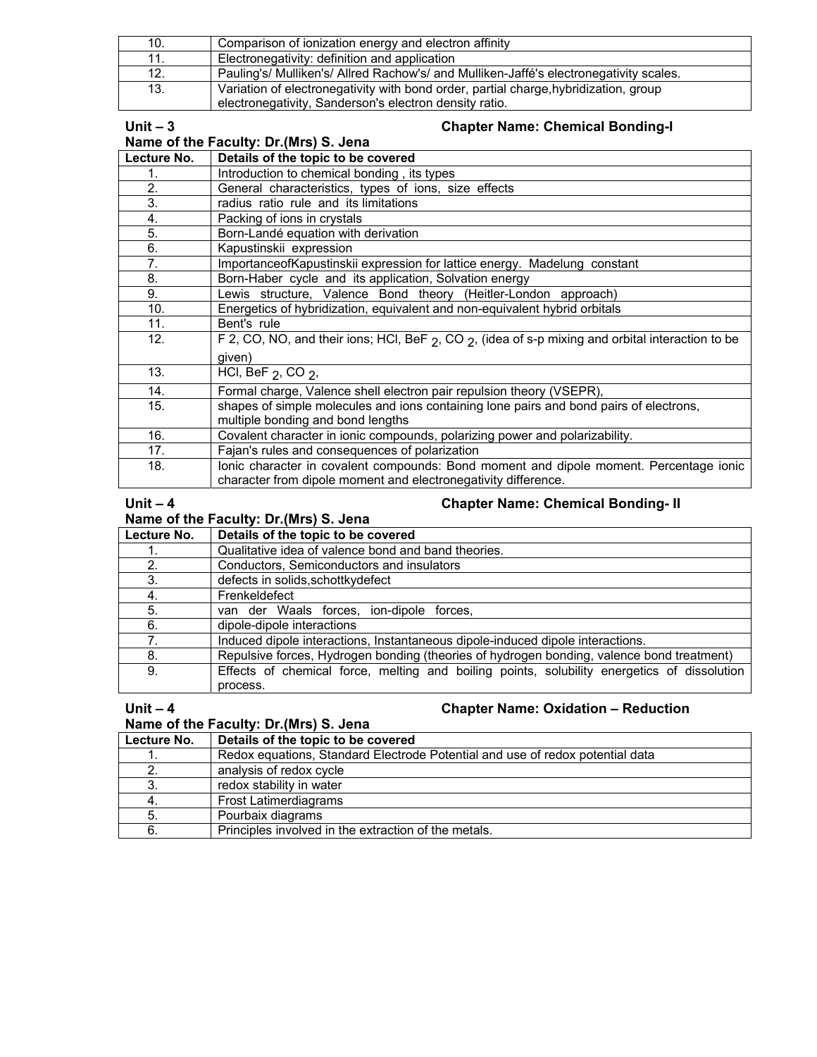| | |
|---|---|
| 10. | Comparison of ionization energy and electron affinity |
| 11. | Electronegativity: definition and application |
| 12. | Pauling's/ Mulliken's/ Allred Rachow's/ and Mulliken-Jaffé's electronegativity scales. |
| 13. | Variation of electronegativity with bond order, partial charge,hybridization, group electronegativity, Sanderson's electron density ratio. |

**Unit – 3** **Chapter Name: Chemical Bonding-I**

**Name of the Faculty: Dr.(Mrs) S. Jena**

| Lecture No. | Details of the topic to be covered |
|---|---|
| 1. | Introduction to chemical bonding , its types |
| 2. | General characteristics, types of ions, size effects |
| 3. | radius ratio rule and its limitations |
| 4. | Packing of ions in crystals |
| 5. | Born-Landé equation with derivation |
| 6. | Kapustinskii expression |
| 7. | ImportanceofKapustinskii expression for lattice energy. Madelung constant |
| 8. | Born-Haber cycle and its application, Solvation energy |
| 9. | Lewis structure, Valence Bond theory (Heitler-London approach) |
| 10. | Energetics of hybridization, equivalent and non-equivalent hybrid orbitals |
| 11. | Bent's rule |
| 12. | $F_2$, CO, NO, and their ions; HCl, $BeF_2$, $CO_2$, (idea of s-p mixing and orbital interaction to be given) |
| 13. | HCl, $BeF_2$, $CO_2$, |
| 14. | Formal charge, Valence shell electron pair repulsion theory (VSEPR), |
| 15. | shapes of simple molecules and ions containing lone pairs and bond pairs of electrons, multiple bonding and bond lengths |
| 16. | Covalent character in ionic compounds, polarizing power and polarizability. |
| 17. | Fajan's rules and consequences of polarization |
| 18. | Ionic character in covalent compounds: Bond moment and dipole moment. Percentage ionic character from dipole moment and electronegativity difference. |

**Unit – 4** **Chapter Name: Chemical Bonding- II**

**Name of the Faculty: Dr.(Mrs) S. Jena**

| Lecture No. | Details of the topic to be covered |
|---|---|
| 1. | Qualitative idea of valence bond and band theories. |
| 2. | Conductors, Semiconductors and insulators |
| 3. | defects in solids,schottkydefect |
| 4. | Frenkeldefect |
| 5. | van der Waals forces, ion-dipole forces, |
| 6. | dipole-dipole interactions |
| 7. | Induced dipole interactions, Instantaneous dipole-induced dipole interactions. |
| 8. | Repulsive forces, Hydrogen bonding (theories of hydrogen bonding, valence bond treatment) |
| 9. | Effects of chemical force, melting and boiling points, solubility energetics of dissolution process. |

**Unit – 4** **Chapter Name: Oxidation – Reduction**

**Name of the Faculty: Dr.(Mrs) S. Jena**

| Lecture No. | Details of the topic to be covered |
|---|---|
| 1. | Redox equations, Standard Electrode Potential and use of redox potential data |
| 2. | analysis of redox cycle |
| 3. | redox stability in water |
| 4. | Frost Latimerdiagrams |
| 5. | Pourbaix diagrams |
| 6. | Principles involved in the extraction of the metals. |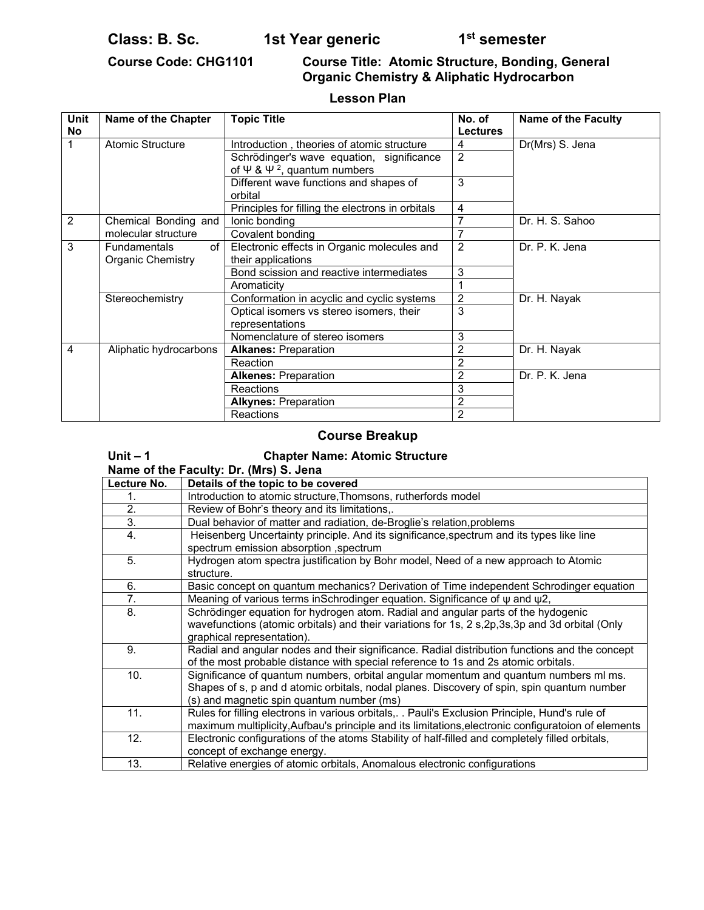**Class: B. Sc. 1st Year generic 1st semester**

**Course Code: CHG1101 Course Title: Atomic Structure, Bonding, General Organic Chemistry & Aliphatic Hydrocarbon**

## Lesson Plan

| Unit No | Name of the Chapter | Topic Title | No. of Lectures | Name of the Faculty |
|---|---|---|---|---|
| 1 | Atomic Structure | Introduction , theories of atomic structure | 4 | Dr(Mrs) S. Jena |
| | | Schrödinger's wave equation, significance of Ψ & $Ψ^2$, quantum numbers | 2 | |
| | | Different wave functions and shapes of orbital | 3 | |
| | | Principles for filling the electrons in orbitals | 4 | |
| 2 | Chemical Bonding and molecular structure | Ionic bonding | 7 | Dr. H. S. Sahoo |
| | | Covalent bonding | 7 | |
| 3 | Fundamentals of Organic Chemistry | Electronic effects in Organic molecules and their applications | 2 | Dr. P. K. Jena |
| | | Bond scission and reactive intermediates | 3 | |
| | | Aromaticity | 1 | |
| | Stereochemistry | Conformation in acyclic and cyclic systems | 2 | Dr. H. Nayak |
| | | Optical isomers vs stereo isomers, their representations | 3 | |
| | | Nomenclature of stereo isomers | 3 | |
| 4 | Aliphatic hydrocarbons | **Alkanes:** Preparation | 2 | Dr. H. Nayak |
| | | Reaction | 2 | |
| | | **Alkenes:** Preparation | 2 | Dr. P. K. Jena |
| | | Reactions | 3 | |
| | | **Alkynes:** Preparation | 2 | |
| | | Reactions | 2 | |

## Course Breakup

**Unit – 1 Chapter Name: Atomic Structure**

**Name of the Faculty: Dr. (Mrs) S. Jena**

| Lecture No. | Details of the topic to be covered |
|---|---|
| 1. | Introduction to atomic structure,Thomsons, rutherfords model |
| 2. | Review of Bohr's theory and its limitations,. |
| 3. | Dual behavior of matter and radiation, de-Broglie's relation,problems |
| 4. | Heisenberg Uncertainty principle. And its significance,spectrum and its types like line spectrum emission absorption ,spectrum |
| 5. | Hydrogen atom spectra justification by Bohr model, Need of a new approach to Atomic structure. |
| 6. | Basic concept on quantum mechanics? Derivation of Time independent Schrodinger equation |
| 7. | Meaning of various terms inSchrodinger equation. Significance of ψ and ψ2, |
| 8. | Schrödinger equation for hydrogen atom. Radial and angular parts of the hydogenic wavefunctions (atomic orbitals) and their variations for 1s, 2 s,2p,3s,3p and 3d orbital (Only graphical representation). |
| 9. | Radial and angular nodes and their significance. Radial distribution functions and the concept of the most probable distance with special reference to 1s and 2s atomic orbitals. |
| 10. | Significance of quantum numbers, orbital angular momentum and quantum numbers ml ms. Shapes of s, p and d atomic orbitals, nodal planes. Discovery of spin, spin quantum number (s) and magnetic spin quantum number (ms) |
| 11. | Rules for filling electrons in various orbitals,. . Pauli's Exclusion Principle, Hund's rule of maximum multiplicity,Aufbau's principle and its limitations,electronic configuratoion of elements |
| 12. | Electronic configurations of the atoms Stability of half-filled and completely filled orbitals, concept of exchange energy. |
| 13. | Relative energies of atomic orbitals, Anomalous electronic configurations |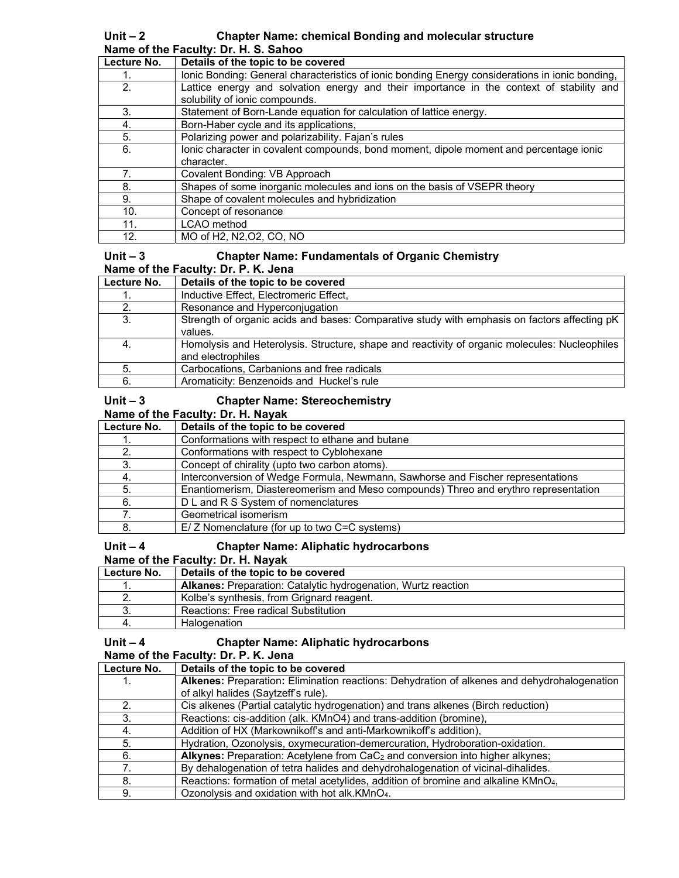**Unit – 2 Chapter Name: chemical Bonding and molecular structure**

**Name of the Faculty: Dr. H. S. Sahoo**

| Lecture No. | Details of the topic to be covered |
|---|---|
| 1. | Ionic Bonding: General characteristics of ionic bonding Energy considerations in ionic bonding, |
| 2. | Lattice energy and solvation energy and their importance in the context of stability and solubility of ionic compounds. |
| 3. | Statement of Born-Lande equation for calculation of lattice energy. |
| 4. | Born-Haber cycle and its applications, |
| 5. | Polarizing power and polarizability. Fajan's rules |
| 6. | Ionic character in covalent compounds, bond moment, dipole moment and percentage ionic character. |
| 7. | Covalent Bonding: VB Approach |
| 8. | Shapes of some inorganic molecules and ions on the basis of VSEPR theory |
| 9. | Shape of covalent molecules and hybridization |
| 10. | Concept of resonance |
| 11. | LCAO method |
| 12. | MO of H2, N2,O2, CO, NO |

**Unit – 3 Chapter Name: Fundamentals of Organic Chemistry**

**Name of the Faculty: Dr. P. K. Jena**

| Lecture No. | Details of the topic to be covered |
|---|---|
| 1. | Inductive Effect, Electromeric Effect, |
| 2. | Resonance and Hyperconjugation |
| 3. | Strength of organic acids and bases: Comparative study with emphasis on factors affecting pK values. |
| 4. | Homolysis and Heterolysis. Structure, shape and reactivity of organic molecules: Nucleophiles and electrophiles |
| 5. | Carbocations, Carbanions and free radicals |
| 6. | Aromaticity: Benzenoids and Huckel's rule |

**Unit – 3 Chapter Name: Stereochemistry**

**Name of the Faculty: Dr. H. Nayak**

| Lecture No. | Details of the topic to be covered |
|---|---|
| 1. | Conformations with respect to ethane and butane |
| 2. | Conformations with respect to Cyblohexane |
| 3. | Concept of chirality (upto two carbon atoms). |
| 4. | Interconversion of Wedge Formula, Newmann, Sawhorse and Fischer representations |
| 5. | Enantiomerism, Diastereomerism and Meso compounds) Threo and erythro representation |
| 6. | D L and R S System of nomenclatures |
| 7. | Geometrical isomerism |
| 8. | E/ Z Nomenclature (for up to two C=C systems) |

**Unit – 4 Chapter Name: Aliphatic hydrocarbons**

**Name of the Faculty: Dr. H. Nayak**

| Lecture No. | Details of the topic to be covered |
|---|---|
| 1. | **Alkanes:** Preparation: Catalytic hydrogenation, Wurtz reaction |
| 2. | Kolbe's synthesis, from Grignard reagent. |
| 3. | Reactions: Free radical Substitution |
| 4. | Halogenation |

**Unit – 4 Chapter Name: Aliphatic hydrocarbons**

**Name of the Faculty: Dr. P. K. Jena**

| Lecture No. | Details of the topic to be covered |
|---|---|
| 1. | **Alkenes:** Preparation**:** Elimination reactions: Dehydration of alkenes and dehydrohalogenation of alkyl halides (Saytzeff's rule). |
| 2. | Cis alkenes (Partial catalytic hydrogenation) and trans alkenes (Birch reduction) |
| 3. | Reactions: cis-addition (alk. KMnO4) and trans-addition (bromine), |
| 4. | Addition of HX (Markownikoff's and anti-Markownikoff's addition), |
| 5. | Hydration, Ozonolysis, oxymecuration-demercuration, Hydroboration-oxidation. |
| 6. | **Alkynes:** Preparation: Acetylene from $CaC_2$ and conversion into higher alkynes; |
| 7. | By dehalogenation of tetra halides and dehydrohalogenation of vicinal-dihalides. |
| 8. | Reactions: formation of metal acetylides, addition of bromine and alkaline $KMnO_4$, |
| 9. | Ozonolysis and oxidation with hot alk.$KMnO_4$. |